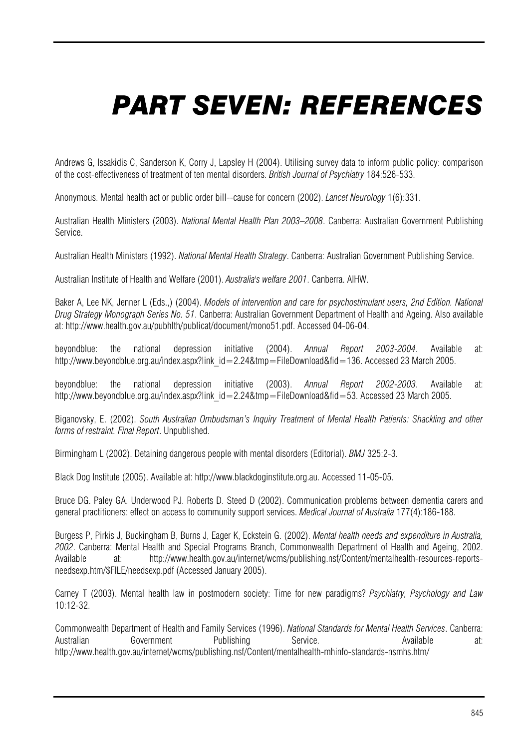# PART SEVEN: REFERENCES

Andrews G, Issakidis C, Sanderson K, Corry J, Lapsley H (2004). Utilising survey data to inform public policy: comparison of the cost-effectiveness of treatment of ten mental disorders. *British Journal of Psychiatry* 184:526-533.

Anonymous. Mental health act or public order bill--cause for concern (2002). *Lancet Neurology* 1(6):331.

Australian Health Ministers (2003). *National Mental Health Plan 2003–2008*. Canberra: Australian Government Publishing Service.

Australian Health Ministers (1992). *National Mental Health Strategy*. Canberra: Australian Government Publishing Service.

Australian Institute of Health and Welfare (2001). *Australia's welfare 2001*. Canberra. AIHW.

Baker A, Lee NK, Jenner L (Eds.,) (2004). *Models of intervention and care for psychostimulant users, 2nd Edition. National Drug Strategy Monograph Series No. 51*. Canberra: Australian Government Department of Health and Ageing. Also available at: http://www.health.gov.au/pubhlth/publicat/document/mono51.pdf. Accessed 04-06-04.

beyondblue: the national depression initiative (2004). *Annual Report 2003-2004*. Available at: http://www.beyondblue.org.au/index.aspx?link_id=2.24&tmp=FileDownload&fid=136. Accessed 23 March 2005.

beyondblue: the national depression initiative (2003). *Annual Report 2002-2003*. Available at: http://www.beyondblue.org.au/index.aspx?link_id=2.24&tmp=FileDownload&fid=53. Accessed 23 March 2005.

Biganovsky, E. (2002). *South Australian Ombudsman's Inquiry Treatment of Mental Health Patients: Shackling and other forms of restraint. Final Report*. Unpublished.

Birmingham L (2002). Detaining dangerous people with mental disorders (Editorial). *BMJ* 325:2-3.

Black Dog Institute (2005). Available at: http://www.blackdoginstitute.org.au. Accessed 11-05-05.

Bruce DG. Paley GA. Underwood PJ. Roberts D. Steed D (2002). Communication problems between dementia carers and general practitioners: effect on access to community support services. *Medical Journal of Australia* 177(4):186-188.

Burgess P, Pirkis J, Buckingham B, Burns J, Eager K, Eckstein G. (2002). *Mental health needs and expenditure in Australia, 2002*. Canberra: Mental Health and Special Programs Branch, Commonwealth Department of Health and Ageing, 2002. Available at: http://www.health.gov.au/internet/wcms/publishing.nsf/Content/mentalhealth-resources-reports-needsexp.htm/$FILE/needsexp.pdf (Accessed January 2005).

Carney T (2003). Mental health law in postmodern society: Time for new paradigms? *Psychiatry, Psychology and Law* 10:12-32.

Commonwealth Department of Health and Family Services (1996). *National Standards for Mental Health Services*. Canberra: Australian Government Publishing Service. Available at: http://www.health.gov.au/internet/wcms/publishing.nsf/Content/mentalhealth-mhinfo-standards-nsmhs.htm/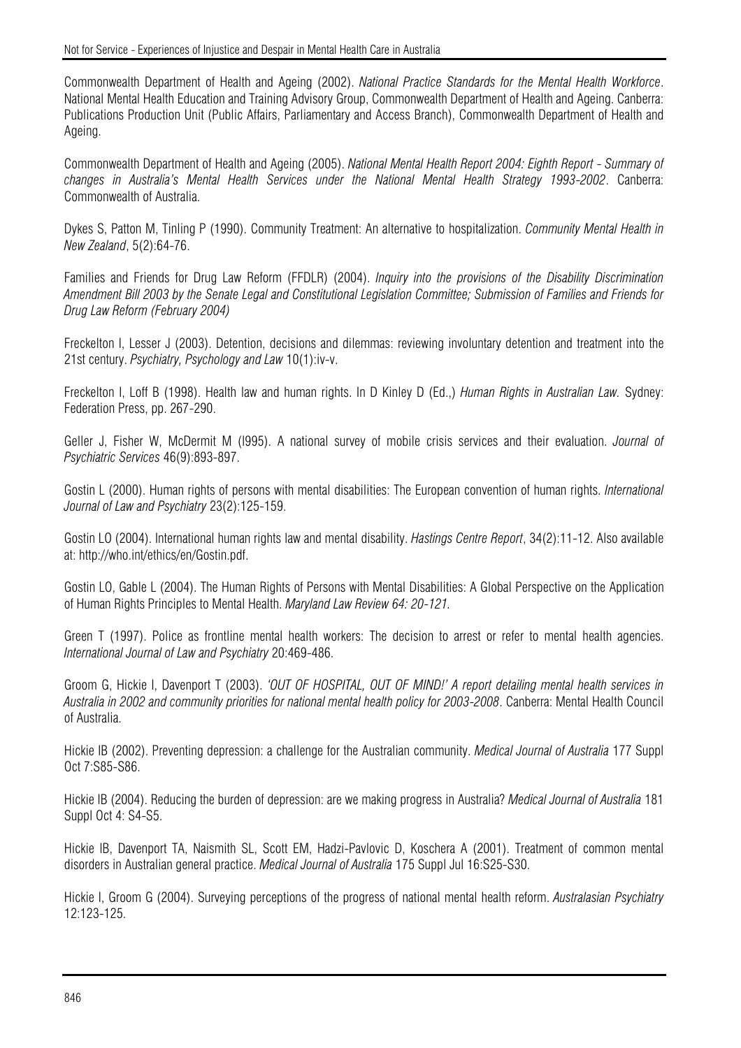Commonwealth Department of Health and Ageing (2002). *National Practice Standards for the Mental Health Workforce*. National Mental Health Education and Training Advisory Group, Commonwealth Department of Health and Ageing. Canberra: Publications Production Unit (Public Affairs, Parliamentary and Access Branch), Commonwealth Department of Health and Ageing.

Commonwealth Department of Health and Ageing (2005). *National Mental Health Report 2004: Eighth Report - Summary of changes in Australia's Mental Health Services under the National Mental Health Strategy 1993-2002*. Canberra: Commonwealth of Australia.

Dykes S, Patton M, Tinling P (1990). Community Treatment: An alternative to hospitalization. *Community Mental Health in New Zealand*, 5(2):64-76.

Families and Friends for Drug Law Reform (FFDLR) (2004). *Inquiry into the provisions of the Disability Discrimination Amendment Bill 2003 by the Senate Legal and Constitutional Legislation Committee; Submission of Families and Friends for Drug Law Reform (February 2004)*

Freckelton I, Lesser J (2003). Detention, decisions and dilemmas: reviewing involuntary detention and treatment into the 21st century. *Psychiatry, Psychology and Law* 10(1):iv-v.

Freckelton I, Loff B (1998). Health law and human rights. In D Kinley D (Ed.,) *Human Rights in Australian Law.* Sydney: Federation Press, pp. 267-290.

Geller J, Fisher W, McDermit M (l995). A national survey of mobile crisis services and their evaluation. *Journal of Psychiatric Services* 46(9):893-897.

Gostin L (2000). Human rights of persons with mental disabilities: The European convention of human rights. *International Journal of Law and Psychiatry* 23(2):125-159.

Gostin LO (2004). International human rights law and mental disability. *Hastings Centre Report*, 34(2):11-12. Also available at: http://who.int/ethics/en/Gostin.pdf.

Gostin LO, Gable L (2004). The Human Rights of Persons with Mental Disabilities: A Global Perspective on the Application of Human Rights Principles to Mental Health. *Maryland Law Review 64: 20-121.*

Green T (1997). Police as frontline mental health workers: The decision to arrest or refer to mental health agencies. *International Journal of Law and Psychiatry* 20:469-486.

Groom G, Hickie I, Davenport T (2003). *'OUT OF HOSPITAL, OUT OF MIND!' A report detailing mental health services in Australia in 2002 and community priorities for national mental health policy for 2003-2008*. Canberra: Mental Health Council of Australia.

Hickie IB (2002). Preventing depression: a challenge for the Australian community. *Medical Journal of Australia* 177 Suppl Oct 7:S85-S86.

Hickie IB (2004). Reducing the burden of depression: are we making progress in Australia? *Medical Journal of Australia* 181 Suppl Oct 4: S4-S5.

Hickie IB, Davenport TA, Naismith SL, Scott EM, Hadzi-Pavlovic D, Koschera A (2001). Treatment of common mental disorders in Australian general practice. *Medical Journal of Australia* 175 Suppl Jul 16:S25-S30.

Hickie I, Groom G (2004). Surveying perceptions of the progress of national mental health reform. *Australasian Psychiatry* 12:123-125.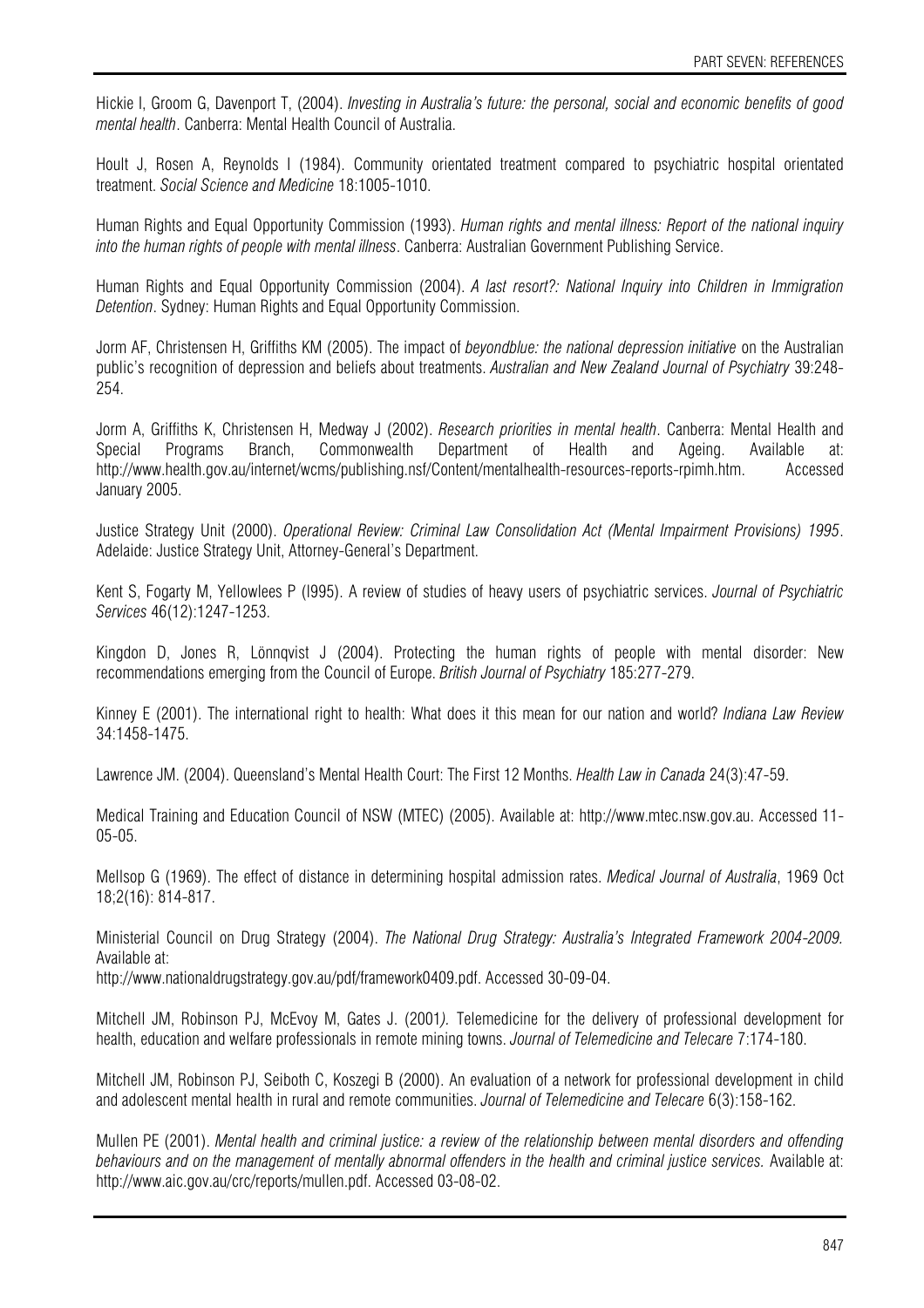Hickie I, Groom G, Davenport T, (2004). *Investing in Australia's future: the personal, social and economic benefits of good mental health*. Canberra: Mental Health Council of Australia.

Hoult J, Rosen A, Reynolds I (1984). Community orientated treatment compared to psychiatric hospital orientated treatment. *Social Science and Medicine* 18:1005-1010.

Human Rights and Equal Opportunity Commission (1993). *Human rights and mental illness: Report of the national inquiry into the human rights of people with mental illness*. Canberra: Australian Government Publishing Service.

Human Rights and Equal Opportunity Commission (2004). *A last resort?: National Inquiry into Children in Immigration Detention*. Sydney: Human Rights and Equal Opportunity Commission.

Jorm AF, Christensen H, Griffiths KM (2005). The impact of *beyondblue: the national depression initiative* on the Australian public's recognition of depression and beliefs about treatments. *Australian and New Zealand Journal of Psychiatry* 39:248-254.

Jorm A, Griffiths K, Christensen H, Medway J (2002). *Research priorities in mental health*. Canberra: Mental Health and Special Programs Branch, Commonwealth Department of Health and Ageing. Available at: http://www.health.gov.au/internet/wcms/publishing.nsf/Content/mentalhealth-resources-reports-rpimh.htm. Accessed January 2005.

Justice Strategy Unit (2000). *Operational Review: Criminal Law Consolidation Act (Mental Impairment Provisions) 1995*. Adelaide: Justice Strategy Unit, Attorney-General's Department.

Kent S, Fogarty M, Yellowlees P (I995). A review of studies of heavy users of psychiatric services. *Journal of Psychiatric Services* 46(12):1247-1253.

Kingdon D, Jones R, Lönnqvist J (2004). Protecting the human rights of people with mental disorder: New recommendations emerging from the Council of Europe. *British Journal of Psychiatry* 185:277-279.

Kinney E (2001). The international right to health: What does it this mean for our nation and world? *Indiana Law Review* 34:1458-1475.

Lawrence JM. (2004). Queensland's Mental Health Court: The First 12 Months. *Health Law in Canada* 24(3):47-59.

Medical Training and Education Council of NSW (MTEC) (2005). Available at: http://www.mtec.nsw.gov.au. Accessed 11-05-05.

Mellsop G (1969). The effect of distance in determining hospital admission rates. *Medical Journal of Australia*, 1969 Oct 18;2(16): 814-817.

Ministerial Council on Drug Strategy (2004). *The National Drug Strategy: Australia's Integrated Framework 2004-2009.* Available at:
http://www.nationaldrugstrategy.gov.au/pdf/framework0409.pdf. Accessed 30-09-04.

Mitchell JM, Robinson PJ, McEvoy M, Gates J. (2001*).* Telemedicine for the delivery of professional development for health, education and welfare professionals in remote mining towns. *Journal of Telemedicine and Telecare* 7:174-180.

Mitchell JM, Robinson PJ, Seiboth C, Koszegi B (2000). An evaluation of a network for professional development in child and adolescent mental health in rural and remote communities. *Journal of Telemedicine and Telecare* 6(3):158-162.

Mullen PE (2001). *Mental health and criminal justice: a review of the relationship between mental disorders and offending behaviours and on the management of mentally abnormal offenders in the health and criminal justice services.* Available at: http://www.aic.gov.au/crc/reports/mullen.pdf. Accessed 03-08-02.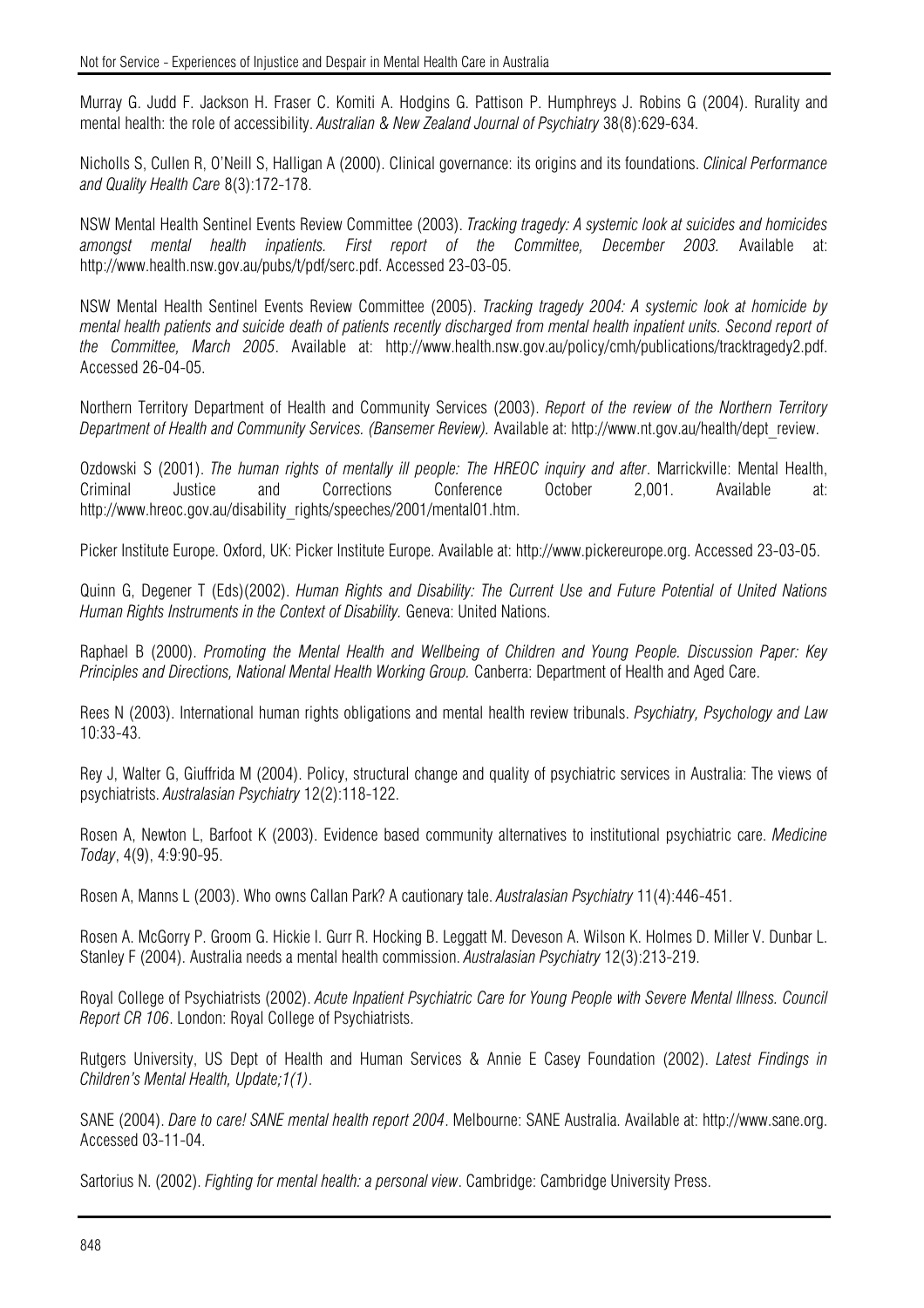Murray G. Judd F. Jackson H. Fraser C. Komiti A. Hodgins G. Pattison P. Humphreys J. Robins G (2004). Rurality and mental health: the role of accessibility. *Australian & New Zealand Journal of Psychiatry* 38(8):629-634.

Nicholls S, Cullen R, O'Neill S, Halligan A (2000). Clinical governance: its origins and its foundations. *Clinical Performance and Quality Health Care* 8(3):172-178.

NSW Mental Health Sentinel Events Review Committee (2003). *Tracking tragedy: A systemic look at suicides and homicides amongst mental health inpatients. First report of the Committee, December 2003.* Available at: http://www.health.nsw.gov.au/pubs/t/pdf/serc.pdf. Accessed 23-03-05.

NSW Mental Health Sentinel Events Review Committee (2005). *Tracking tragedy 2004: A systemic look at homicide by mental health patients and suicide death of patients recently discharged from mental health inpatient units. Second report of the Committee, March 2005*. Available at: http://www.health.nsw.gov.au/policy/cmh/publications/tracktragedy2.pdf. Accessed 26-04-05.

Northern Territory Department of Health and Community Services (2003). *Report of the review of the Northern Territory Department of Health and Community Services. (Bansemer Review).* Available at: http://www.nt.gov.au/health/dept_review.

Ozdowski S (2001). *The human rights of mentally ill people: The HREOC inquiry and after*. Marrickville: Mental Health, Criminal Justice and Corrections Conference October 2,001. Available at: http://www.hreoc.gov.au/disability_rights/speeches/2001/mental01.htm.

Picker Institute Europe. Oxford, UK: Picker Institute Europe. Available at: http://www.pickereurope.org. Accessed 23-03-05.

Quinn G, Degener T (Eds)(2002). *Human Rights and Disability: The Current Use and Future Potential of United Nations Human Rights Instruments in the Context of Disability.* Geneva: United Nations.

Raphael B (2000). *Promoting the Mental Health and Wellbeing of Children and Young People. Discussion Paper: Key Principles and Directions, National Mental Health Working Group.* Canberra: Department of Health and Aged Care.

Rees N (2003). International human rights obligations and mental health review tribunals. *Psychiatry, Psychology and Law* 10:33-43.

Rey J, Walter G, Giuffrida M (2004). Policy, structural change and quality of psychiatric services in Australia: The views of psychiatrists. *Australasian Psychiatry* 12(2):118-122.

Rosen A, Newton L, Barfoot K (2003). Evidence based community alternatives to institutional psychiatric care. *Medicine Today*, 4(9), 4:9:90-95.

Rosen A, Manns L (2003). Who owns Callan Park? A cautionary tale. *Australasian Psychiatry* 11(4):446-451.

Rosen A. McGorry P. Groom G. Hickie I. Gurr R. Hocking B. Leggatt M. Deveson A. Wilson K. Holmes D. Miller V. Dunbar L. Stanley F (2004). Australia needs a mental health commission. *Australasian Psychiatry* 12(3):213-219.

Royal College of Psychiatrists (2002). *Acute Inpatient Psychiatric Care for Young People with Severe Mental Illness. Council Report CR 106*. London: Royal College of Psychiatrists.

Rutgers University, US Dept of Health and Human Services & Annie E Casey Foundation (2002). *Latest Findings in Children's Mental Health, Update;1(1)*.

SANE (2004). *Dare to care! SANE mental health report 2004*. Melbourne: SANE Australia. Available at: http://www.sane.org. Accessed 03-11-04.

Sartorius N. (2002). *Fighting for mental health: a personal view*. Cambridge: Cambridge University Press.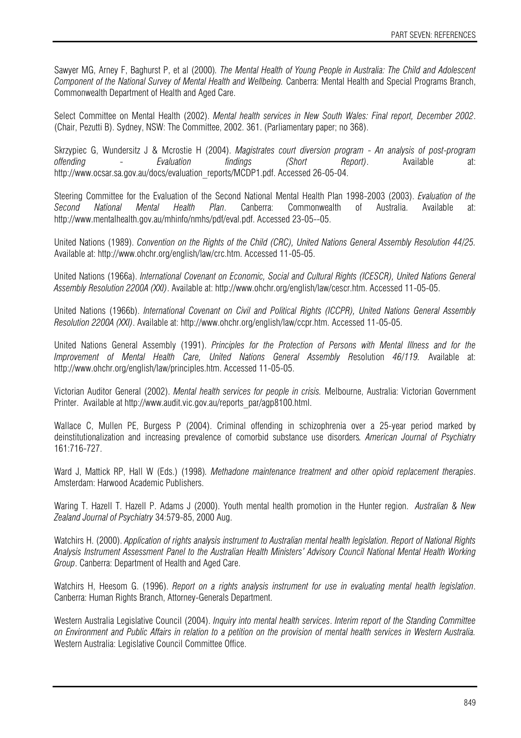Sawyer MG, Arney F, Baghurst P, et al (2000). *The Mental Health of Young People in Australia: The Child and Adolescent Component of the National Survey of Mental Health and Wellbeing.* Canberra: Mental Health and Special Programs Branch, Commonwealth Department of Health and Aged Care.

Select Committee on Mental Health (2002). *Mental health services in New South Wales: Final report, December 2002*. (Chair, Pezutti B). Sydney, NSW: The Committee, 2002. 361. (Parliamentary paper; no 368).

Skrzypiec G, Wundersitz J & Mcrostie H (2004). *Magistrates court diversion program - An analysis of post-program offending - Evaluation findings (Short Report)*. Available at: http://www.ocsar.sa.gov.au/docs/evaluation_reports/MCDP1.pdf. Accessed 26-05-04.

Steering Committee for the Evaluation of the Second National Mental Health Plan 1998-2003 (2003). *Evaluation of the Second National Mental Health Plan*. Canberra: Commonwealth of Australia. Available at: http://www.mentalhealth.gov.au/mhinfo/nmhs/pdf/eval.pdf. Accessed 23-05--05.

United Nations (1989). *Convention on the Rights of the Child (CRC), United Nations General Assembly Resolution 44/25*. Available at: http://www.ohchr.org/english/law/crc.htm. Accessed 11-05-05.

United Nations (1966a). *International Covenant on Economic, Social and Cultural Rights (ICESCR), United Nations General Assembly Resolution 2200A (XXI)*. Available at: http://www.ohchr.org/english/law/cescr.htm. Accessed 11-05-05.

United Nations (1966b). *International Covenant on Civil and Political Rights (ICCPR), United Nations General Assembly Resolution 2200A (XXI)*. Available at: http://www.ohchr.org/english/law/ccpr.htm. Accessed 11-05-05.

United Nations General Assembly (1991). *Principles for the Protection of Persons with Mental Illness and for the Improvement of Mental Health Care, United Nations General Assembly R*esolution *46/119.* Available at: http://www.ohchr.org/english/law/principles.htm. Accessed 11-05-05.

Victorian Auditor General (2002). *Mental health services for people in crisis.* Melbourne, Australia: Victorian Government Printer. Available at http://www.audit.vic.gov.au/reports_par/agp8100.html.

Wallace C, Mullen PE, Burgess P (2004). Criminal offending in schizophrenia over a 25-year period marked by deinstitutionalization and increasing prevalence of comorbid substance use disorders*. American Journal of Psychiatry* 161:716-727.

Ward J, Mattick RP, Hall W (Eds.) (1998). *Methadone maintenance treatment and other opioid replacement therapies*. Amsterdam: Harwood Academic Publishers.

Waring T. Hazell T. Hazell P. Adams J (2000). Youth mental health promotion in the Hunter region. *Australian & New Zealand Journal of Psychiatry* 34:579-85, 2000 Aug.

Watchirs H. (2000). *Application of rights analysis instrument to Australian mental health legislation. Report of National Rights Analysis Instrument Assessment Panel to the Australian Health Ministers' Advisory Council National Mental Health Working Group*. Canberra: Department of Health and Aged Care.

Watchirs H, Heesom G. (1996). *Report on a rights analysis instrument for use in evaluating mental health legislation*. Canberra: Human Rights Branch, Attorney-Generals Department.

Western Australia Legislative Council (2004). *Inquiry into mental health services*. *Interim report of the Standing Committee on Environment and Public Affairs in relation to a petition on the provision of mental health services in Western Australia.* Western Australia: Legislative Council Committee Office.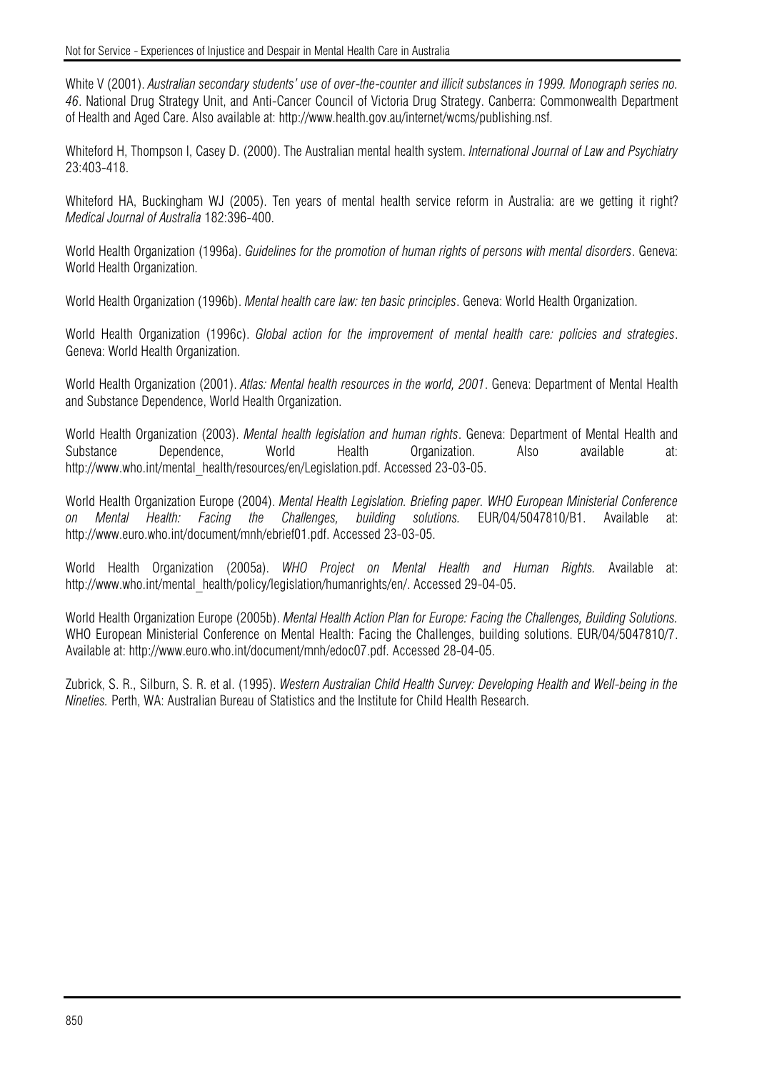White V (2001). *Australian secondary students' use of over-the-counter and illicit substances in 1999. Monograph series no. 46*. National Drug Strategy Unit, and Anti-Cancer Council of Victoria Drug Strategy. Canberra: Commonwealth Department of Health and Aged Care. Also available at: http://www.health.gov.au/internet/wcms/publishing.nsf.

Whiteford H, Thompson I, Casey D. (2000). The Australian mental health system. *International Journal of Law and Psychiatry* 23:403-418.

Whiteford HA, Buckingham WJ (2005). Ten years of mental health service reform in Australia: are we getting it right? *Medical Journal of Australia* 182:396-400.

World Health Organization (1996a). *Guidelines for the promotion of human rights of persons with mental disorders*. Geneva: World Health Organization.

World Health Organization (1996b). *Mental health care law: ten basic principles*. Geneva: World Health Organization.

World Health Organization (1996c). *Global action for the improvement of mental health care: policies and strategies*. Geneva: World Health Organization.

World Health Organization (2001). *Atlas: Mental health resources in the world, 2001*. Geneva: Department of Mental Health and Substance Dependence, World Health Organization.

World Health Organization (2003). *Mental health legislation and human rights*. Geneva: Department of Mental Health and Substance Dependence, World Health Organization. Also available at: http://www.who.int/mental_health/resources/en/Legislation.pdf. Accessed 23-03-05.

World Health Organization Europe (2004). *Mental Health Legislation. Briefing paper. WHO European Ministerial Conference on Mental Health: Facing the Challenges, building solutions.* EUR/04/5047810/B1. Available at: http://www.euro.who.int/document/mnh/ebrief01.pdf. Accessed 23-03-05.

World Health Organization (2005a). *WHO Project on Mental Health and Human Rights.* Available at: http://www.who.int/mental_health/policy/legislation/humanrights/en/. Accessed 29-04-05.

World Health Organization Europe (2005b). *Mental Health Action Plan for Europe: Facing the Challenges, Building Solutions.* WHO European Ministerial Conference on Mental Health: Facing the Challenges, building solutions. EUR/04/5047810/7. Available at: http://www.euro.who.int/document/mnh/edoc07.pdf. Accessed 28-04-05.

Zubrick, S. R., Silburn, S. R. et al. (1995). *Western Australian Child Health Survey: Developing Health and Well-being in the Nineties.* Perth, WA: Australian Bureau of Statistics and the Institute for Child Health Research.